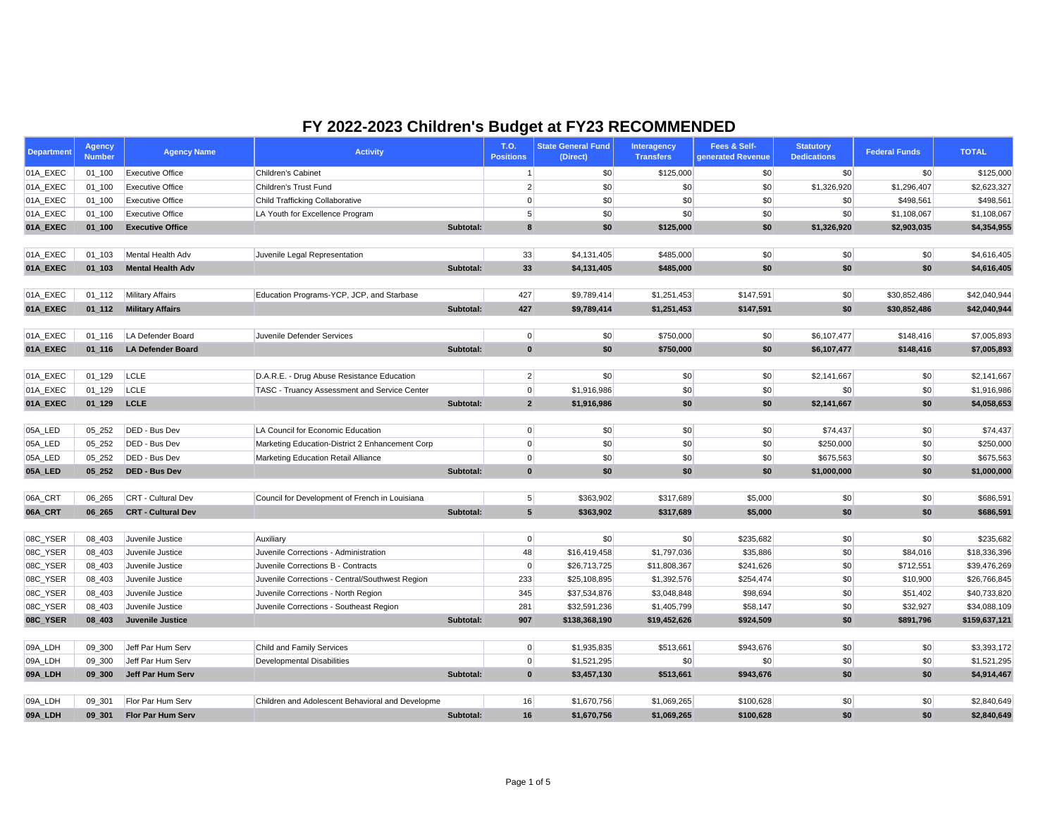# FY 2022-2023 Children's Budget at FY23 RECOMMENDED

| Department | Agency Number | Agency Name | Activity | T.O. Positions | State General Fund (Direct) | Interagency Transfers | Fees & Self-generated Revenue | Statutory Dedications | Federal Funds | TOTAL |
|---|---|---|---|---|---|---|---|---|---|---|
| 01A_EXEC | 01_100 | Executive Office | Children's Cabinet | 1 | $0 | $125,000 | $0 | $0 | $0 | $125,000 |
| 01A_EXEC | 01_100 | Executive Office | Children's Trust Fund | 2 | $0 | $0 | $0 | $1,326,920 | $1,296,407 | $2,623,327 |
| 01A_EXEC | 01_100 | Executive Office | Child Trafficking Collaborative | 0 | $0 | $0 | $0 | $0 | $498,561 | $498,561 |
| 01A_EXEC | 01_100 | Executive Office | LA Youth for Excellence Program | 5 | $0 | $0 | $0 | $0 | $1,108,067 | $1,108,067 |
| **01A_EXEC** | **01_100** | **Executive Office** | **Subtotal:** | **8** | **$0** | **$125,000** | **$0** | **$1,326,920** | **$2,903,035** | **$4,354,955** |
| 01A_EXEC | 01_103 | Mental Health Adv | Juvenile Legal Representation | 33 | $4,131,405 | $485,000 | $0 | $0 | $0 | $4,616,405 |
| **01A_EXEC** | **01_103** | **Mental Health Adv** | **Subtotal:** | **33** | **$4,131,405** | **$485,000** | **$0** | **$0** | **$0** | **$4,616,405** |
| 01A_EXEC | 01_112 | Military Affairs | Education Programs-YCP, JCP, and Starbase | 427 | $9,789,414 | $1,251,453 | $147,591 | $0 | $30,852,486 | $42,040,944 |
| **01A_EXEC** | **01_112** | **Military Affairs** | **Subtotal:** | **427** | **$9,789,414** | **$1,251,453** | **$147,591** | **$0** | **$30,852,486** | **$42,040,944** |
| 01A_EXEC | 01_116 | LA Defender Board | Juvenile Defender Services | 0 | $0 | $750,000 | $0 | $6,107,477 | $148,416 | $7,005,893 |
| **01A_EXEC** | **01_116** | **LA Defender Board** | **Subtotal:** | **0** | **$0** | **$750,000** | **$0** | **$6,107,477** | **$148,416** | **$7,005,893** |
| 01A_EXEC | 01_129 | LCLE | D.A.R.E. - Drug Abuse Resistance Education | 2 | $0 | $0 | $0 | $2,141,667 | $0 | $2,141,667 |
| 01A_EXEC | 01_129 | LCLE | TASC - Truancy Assessment and Service Center | 0 | $1,916,986 | $0 | $0 | $0 | $0 | $1,916,986 |
| **01A_EXEC** | **01_129** | **LCLE** | **Subtotal:** | **2** | **$1,916,986** | **$0** | **$0** | **$2,141,667** | **$0** | **$4,058,653** |
| 05A_LED | 05_252 | DED - Bus Dev | LA Council for Economic Education | 0 | $0 | $0 | $0 | $74,437 | $0 | $74,437 |
| 05A_LED | 05_252 | DED - Bus Dev | Marketing Education-District 2 Enhancement Corp | 0 | $0 | $0 | $0 | $250,000 | $0 | $250,000 |
| 05A_LED | 05_252 | DED - Bus Dev | Marketing Education Retail Alliance | 0 | $0 | $0 | $0 | $675,563 | $0 | $675,563 |
| **05A_LED** | **05_252** | **DED - Bus Dev** | **Subtotal:** | **0** | **$0** | **$0** | **$0** | **$1,000,000** | **$0** | **$1,000,000** |
| 06A_CRT | 06_265 | CRT - Cultural Dev | Council for Development of French in Louisiana | 5 | $363,902 | $317,689 | $5,000 | $0 | $0 | $686,591 |
| **06A_CRT** | **06_265** | **CRT - Cultural Dev** | **Subtotal:** | **5** | **$363,902** | **$317,689** | **$5,000** | **$0** | **$0** | **$686,591** |
| 08C_YSER | 08_403 | Juvenile Justice | Auxiliary | 0 | $0 | $0 | $235,682 | $0 | $0 | $235,682 |
| 08C_YSER | 08_403 | Juvenile Justice | Juvenile Corrections - Administration | 48 | $16,419,458 | $1,797,036 | $35,886 | $0 | $84,016 | $18,336,396 |
| 08C_YSER | 08_403 | Juvenile Justice | Juvenile Corrections B - Contracts | 0 | $26,713,725 | $11,808,367 | $241,626 | $0 | $712,551 | $39,476,269 |
| 08C_YSER | 08_403 | Juvenile Justice | Juvenile Corrections - Central/Southwest Region | 233 | $25,108,895 | $1,392,576 | $254,474 | $0 | $10,900 | $26,766,845 |
| 08C_YSER | 08_403 | Juvenile Justice | Juvenile Corrections - North Region | 345 | $37,534,876 | $3,048,848 | $98,694 | $0 | $51,402 | $40,733,820 |
| 08C_YSER | 08_403 | Juvenile Justice | Juvenile Corrections - Southeast Region | 281 | $32,591,236 | $1,405,799 | $58,147 | $0 | $32,927 | $34,088,109 |
| **08C_YSER** | **08_403** | **Juvenile Justice** | **Subtotal:** | **907** | **$138,368,190** | **$19,452,626** | **$924,509** | **$0** | **$891,796** | **$159,637,121** |
| 09A_LDH | 09_300 | Jeff Par Hum Serv | Child and Family Services | 0 | $1,935,835 | $513,661 | $943,676 | $0 | $0 | $3,393,172 |
| 09A_LDH | 09_300 | Jeff Par Hum Serv | Developmental Disabilities | 0 | $1,521,295 | $0 | $0 | $0 | $0 | $1,521,295 |
| **09A_LDH** | **09_300** | **Jeff Par Hum Serv** | **Subtotal:** | **0** | **$3,457,130** | **$513,661** | **$943,676** | **$0** | **$0** | **$4,914,467** |
| 09A_LDH | 09_301 | Flor Par Hum Serv | Children and Adolescent Behavioral and Developme | 16 | $1,670,756 | $1,069,265 | $100,628 | $0 | $0 | $2,840,649 |
| **09A_LDH** | **09_301** | **Flor Par Hum Serv** | **Subtotal:** | **16** | **$1,670,756** | **$1,069,265** | **$100,628** | **$0** | **$0** | **$2,840,649** |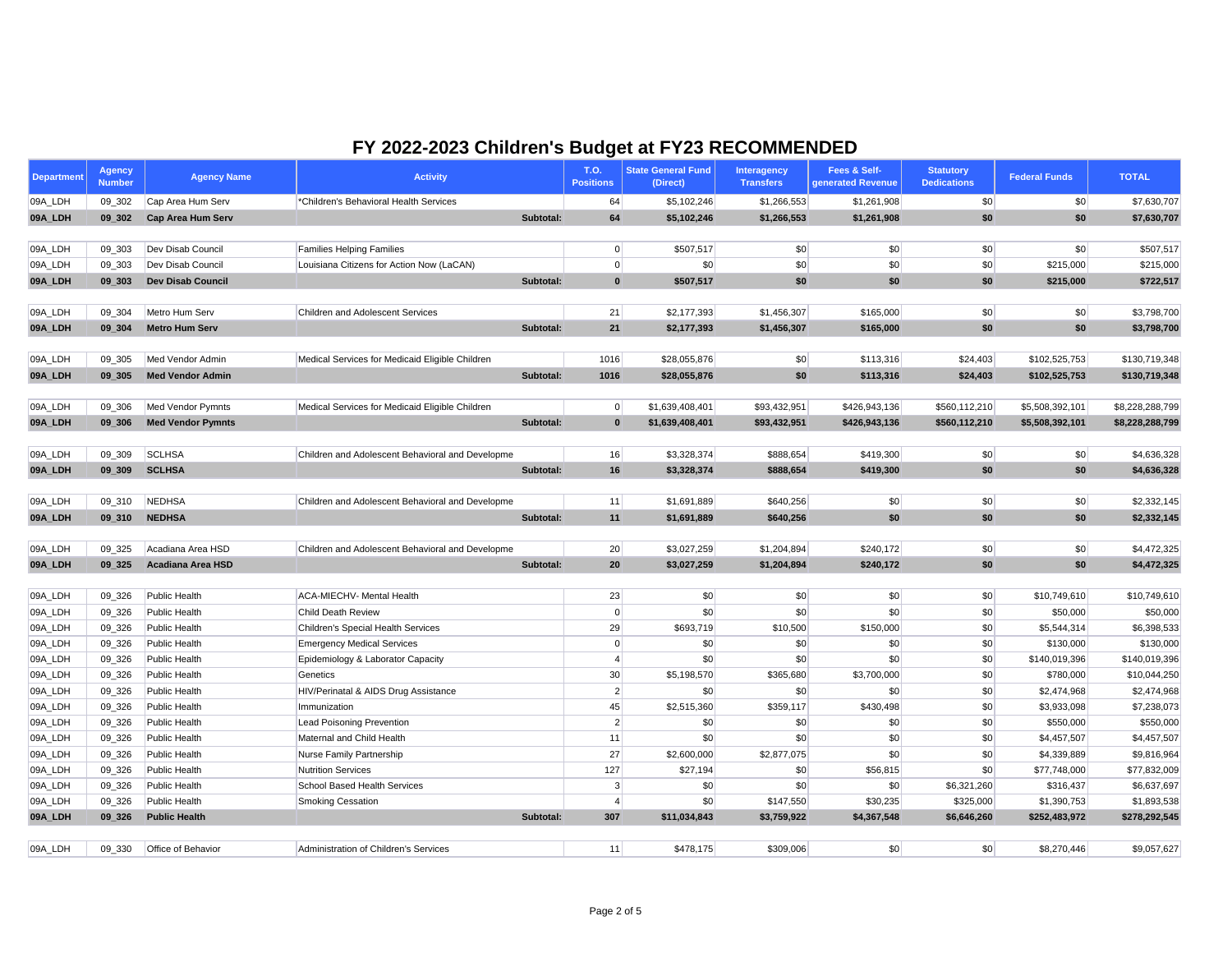# FY 2022-2023 Children's Budget at FY23 RECOMMENDED

| Department | Agency Number | Agency Name | Activity | T.O. Positions | State General Fund (Direct) | Interagency Transfers | Fees & Self-generated Revenue | Statutory Dedications | Federal Funds | TOTAL |
|---|---|---|---|---|---|---|---|---|---|---|
| 09A_LDH | 09_302 | Cap Area Hum Serv | *Children's Behavioral Health Services | 64 | $5,102,246 | $1,266,553 | $1,261,908 | $0 | $0 | $7,630,707 |
| **09A_LDH** | **09_302** | **Cap Area Hum Serv** | **Subtotal:** | **64** | **$5,102,246** | **$1,266,553** | **$1,261,908** | **$0** | **$0** | **$7,630,707** |
| | | | | | | | | | | |
| 09A_LDH | 09_303 | Dev Disab Council | Families Helping Families | 0 | $507,517 | $0 | $0 | $0 | $0 | $507,517 |
| 09A_LDH | 09_303 | Dev Disab Council | Louisiana Citizens for Action Now (LaCAN) | 0 | $0 | $0 | $0 | $0 | $215,000 | $215,000 |
| **09A_LDH** | **09_303** | **Dev Disab Council** | **Subtotal:** | **0** | **$507,517** | **$0** | **$0** | **$0** | **$215,000** | **$722,517** |
| | | | | | | | | | | |
| 09A_LDH | 09_304 | Metro Hum Serv | Children and Adolescent Services | 21 | $2,177,393 | $1,456,307 | $165,000 | $0 | $0 | $3,798,700 |
| **09A_LDH** | **09_304** | **Metro Hum Serv** | **Subtotal:** | **21** | **$2,177,393** | **$1,456,307** | **$165,000** | **$0** | **$0** | **$3,798,700** |
| | | | | | | | | | | |
| 09A_LDH | 09_305 | Med Vendor Admin | Medical Services for Medicaid Eligible Children | 1016 | $28,055,876 | $0 | $113,316 | $24,403 | $102,525,753 | $130,719,348 |
| **09A_LDH** | **09_305** | **Med Vendor Admin** | **Subtotal:** | **1016** | **$28,055,876** | **$0** | **$113,316** | **$24,403** | **$102,525,753** | **$130,719,348** |
| | | | | | | | | | | |
| 09A_LDH | 09_306 | Med Vendor Pymnts | Medical Services for Medicaid Eligible Children | 0 | $1,639,408,401 | $93,432,951 | $426,943,136 | $560,112,210 | $5,508,392,101 | $8,228,288,799 |
| **09A_LDH** | **09_306** | **Med Vendor Pymnts** | **Subtotal:** | **0** | **$1,639,408,401** | **$93,432,951** | **$426,943,136** | **$560,112,210** | **$5,508,392,101** | **$8,228,288,799** |
| | | | | | | | | | | |
| 09A_LDH | 09_309 | SCLHSA | Children and Adolescent Behavioral and Developme | 16 | $3,328,374 | $888,654 | $419,300 | $0 | $0 | $4,636,328 |
| **09A_LDH** | **09_309** | **SCLHSA** | **Subtotal:** | **16** | **$3,328,374** | **$888,654** | **$419,300** | **$0** | **$0** | **$4,636,328** |
| | | | | | | | | | | |
| 09A_LDH | 09_310 | NEDHSA | Children and Adolescent Behavioral and Developme | 11 | $1,691,889 | $640,256 | $0 | $0 | $0 | $2,332,145 |
| **09A_LDH** | **09_310** | **NEDHSA** | **Subtotal:** | **11** | **$1,691,889** | **$640,256** | **$0** | **$0** | **$0** | **$2,332,145** |
| | | | | | | | | | | |
| 09A_LDH | 09_325 | Acadiana Area HSD | Children and Adolescent Behavioral and Developme | 20 | $3,027,259 | $1,204,894 | $240,172 | $0 | $0 | $4,472,325 |
| **09A_LDH** | **09_325** | **Acadiana Area HSD** | **Subtotal:** | **20** | **$3,027,259** | **$1,204,894** | **$240,172** | **$0** | **$0** | **$4,472,325** |
| | | | | | | | | | | |
| 09A_LDH | 09_326 | Public Health | ACA-MIECHV- Mental Health | 23 | $0 | $0 | $0 | $0 | $10,749,610 | $10,749,610 |
| 09A_LDH | 09_326 | Public Health | Child Death Review | 0 | $0 | $0 | $0 | $0 | $50,000 | $50,000 |
| 09A_LDH | 09_326 | Public Health | Children's Special Health Services | 29 | $693,719 | $10,500 | $150,000 | $0 | $5,544,314 | $6,398,533 |
| 09A_LDH | 09_326 | Public Health | Emergency Medical Services | 0 | $0 | $0 | $0 | $0 | $130,000 | $130,000 |
| 09A_LDH | 09_326 | Public Health | Epidemiology & Laborator Capacity | 4 | $0 | $0 | $0 | $0 | $140,019,396 | $140,019,396 |
| 09A_LDH | 09_326 | Public Health | Genetics | 30 | $5,198,570 | $365,680 | $3,700,000 | $0 | $780,000 | $10,044,250 |
| 09A_LDH | 09_326 | Public Health | HIV/Perinatal & AIDS Drug Assistance | 2 | $0 | $0 | $0 | $0 | $2,474,968 | $2,474,968 |
| 09A_LDH | 09_326 | Public Health | Immunization | 45 | $2,515,360 | $359,117 | $430,498 | $0 | $3,933,098 | $7,238,073 |
| 09A_LDH | 09_326 | Public Health | Lead Poisoning Prevention | 2 | $0 | $0 | $0 | $0 | $550,000 | $550,000 |
| 09A_LDH | 09_326 | Public Health | Maternal and Child Health | 11 | $0 | $0 | $0 | $0 | $4,457,507 | $4,457,507 |
| 09A_LDH | 09_326 | Public Health | Nurse Family Partnership | 27 | $2,600,000 | $2,877,075 | $0 | $0 | $4,339,889 | $9,816,964 |
| 09A_LDH | 09_326 | Public Health | Nutrition Services | 127 | $27,194 | $0 | $56,815 | $0 | $77,748,000 | $77,832,009 |
| 09A_LDH | 09_326 | Public Health | School Based Health Services | 3 | $0 | $0 | $0 | $6,321,260 | $316,437 | $6,637,697 |
| 09A_LDH | 09_326 | Public Health | Smoking Cessation | 4 | $0 | $147,550 | $30,235 | $325,000 | $1,390,753 | $1,893,538 |
| **09A_LDH** | **09_326** | **Public Health** | **Subtotal:** | **307** | **$11,034,843** | **$3,759,922** | **$4,367,548** | **$6,646,260** | **$252,483,972** | **$278,292,545** |
| | | | | | | | | | | |
| 09A_LDH | 09_330 | Office of Behavior | Administration of Children's Services | 11 | $478,175 | $309,006 | $0 | $0 | $8,270,446 | $9,057,627 |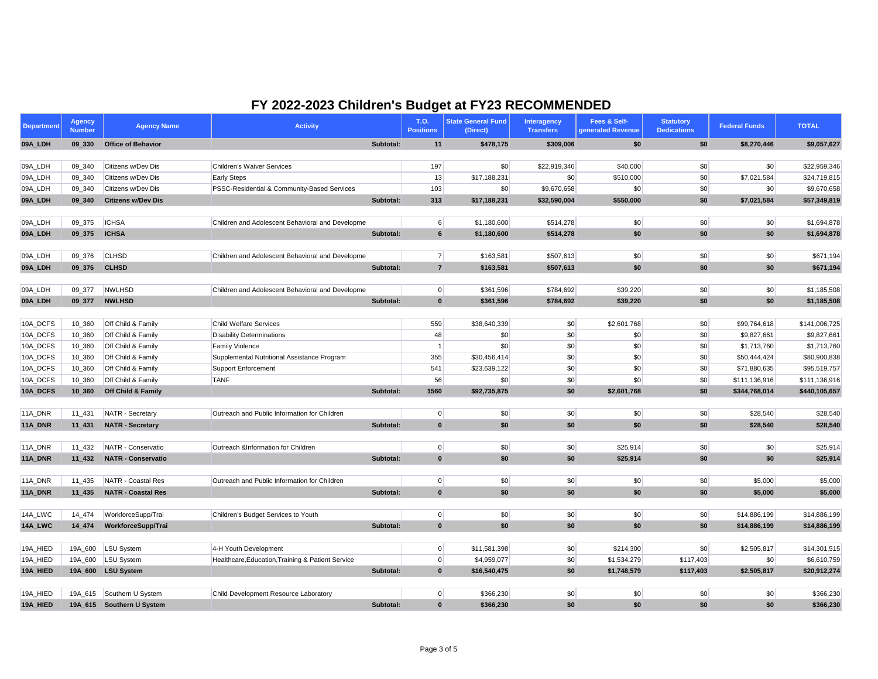# FY 2022-2023 Children's Budget at FY23 RECOMMENDED

| Department | Agency Number | Agency Name | Activity | T.O. Positions | State General Fund (Direct) | Interagency Transfers | Fees & Self-generated Revenue | Statutory Dedications | Federal Funds | TOTAL |
|---|---|---|---|---|---|---|---|---|---|---|
| **09A_LDH** | **09_330** | **Office of Behavior** | **Subtotal:** | **11** | **$478,175** | **$309,006** | **$0** | **$0** | **$8,270,446** | **$9,057,627** |
| 09A_LDH | 09_340 | Citizens w/Dev Dis | Children's Waiver Services | 197 | $0 | $22,919,346 | $40,000 | $0 | $0 | $22,959,346 |
| 09A_LDH | 09_340 | Citizens w/Dev Dis | Early Steps | 13 | $17,188,231 | $0 | $510,000 | $0 | $7,021,584 | $24,719,815 |
| 09A_LDH | 09_340 | Citizens w/Dev Dis | PSSC-Residential & Community-Based Services | 103 | $0 | $9,670,658 | $0 | $0 | $0 | $9,670,658 |
| **09A_LDH** | **09_340** | **Citizens w/Dev Dis** | **Subtotal:** | **313** | **$17,188,231** | **$32,590,004** | **$550,000** | **$0** | **$7,021,584** | **$57,349,819** |
| 09A_LDH | 09_375 | ICHSA | Children and Adolescent Behavioral and Developme | 6 | $1,180,600 | $514,278 | $0 | $0 | $0 | $1,694,878 |
| **09A_LDH** | **09_375** | **ICHSA** | **Subtotal:** | **6** | **$1,180,600** | **$514,278** | **$0** | **$0** | **$0** | **$1,694,878** |
| 09A_LDH | 09_376 | CLHSD | Children and Adolescent Behavioral and Developme | 7 | $163,581 | $507,613 | $0 | $0 | $0 | $671,194 |
| **09A_LDH** | **09_376** | **CLHSD** | **Subtotal:** | **7** | **$163,581** | **$507,613** | **$0** | **$0** | **$0** | **$671,194** |
| 09A_LDH | 09_377 | NWLHSD | Children and Adolescent Behavioral and Developme | 0 | $361,596 | $784,692 | $39,220 | $0 | $0 | $1,185,508 |
| **09A_LDH** | **09_377** | **NWLHSD** | **Subtotal:** | **0** | **$361,596** | **$784,692** | **$39,220** | **$0** | **$0** | **$1,185,508** |
| 10A_DCFS | 10_360 | Off Child & Family | Child Welfare Services | 559 | $38,640,339 | $0 | $2,601,768 | $0 | $99,764,618 | $141,006,725 |
| 10A_DCFS | 10_360 | Off Child & Family | Disability Determinations | 48 | $0 | $0 | $0 | $0 | $9,827,661 | $9,827,661 |
| 10A_DCFS | 10_360 | Off Child & Family | Family Violence | 1 | $0 | $0 | $0 | $0 | $1,713,760 | $1,713,760 |
| 10A_DCFS | 10_360 | Off Child & Family | Supplemental Nutritional Assistance Program | 355 | $30,456,414 | $0 | $0 | $0 | $50,444,424 | $80,900,838 |
| 10A_DCFS | 10_360 | Off Child & Family | Support Enforcement | 541 | $23,639,122 | $0 | $0 | $0 | $71,880,635 | $95,519,757 |
| 10A_DCFS | 10_360 | Off Child & Family | TANF | 56 | $0 | $0 | $0 | $0 | $111,136,916 | $111,136,916 |
| **10A_DCFS** | **10_360** | **Off Child & Family** | **Subtotal:** | **1560** | **$92,735,875** | **$0** | **$2,601,768** | **$0** | **$344,768,014** | **$440,105,657** |
| 11A_DNR | 11_431 | NATR - Secretary | Outreach and Public Information for Children | 0 | $0 | $0 | $0 | $0 | $28,540 | $28,540 |
| **11A_DNR** | **11_431** | **NATR - Secretary** | **Subtotal:** | **0** | **$0** | **$0** | **$0** | **$0** | **$28,540** | **$28,540** |
| 11A_DNR | 11_432 | NATR - Conservatio | Outreach &Information for Children | 0 | $0 | $0 | $25,914 | $0 | $0 | $25,914 |
| **11A_DNR** | **11_432** | **NATR - Conservatio** | **Subtotal:** | **0** | **$0** | **$0** | **$25,914** | **$0** | **$0** | **$25,914** |
| 11A_DNR | 11_435 | NATR - Coastal Res | Outreach and Public Information for Children | 0 | $0 | $0 | $0 | $0 | $5,000 | $5,000 |
| **11A_DNR** | **11_435** | **NATR - Coastal Res** | **Subtotal:** | **0** | **$0** | **$0** | **$0** | **$0** | **$5,000** | **$5,000** |
| 14A_LWC | 14_474 | WorkforceSupp/Trai | Children's Budget Services to Youth | 0 | $0 | $0 | $0 | $0 | $14,886,199 | $14,886,199 |
| **14A_LWC** | **14_474** | **WorkforceSupp/Trai** | **Subtotal:** | **0** | **$0** | **$0** | **$0** | **$0** | **$14,886,199** | **$14,886,199** |
| 19A_HIED | 19A_600 | LSU System | 4-H Youth Development | 0 | $11,581,398 | $0 | $214,300 | $0 | $2,505,817 | $14,301,515 |
| 19A_HIED | 19A_600 | LSU System | Healthcare,Education,Training & Patient Service | 0 | $4,959,077 | $0 | $1,534,279 | $117,403 | $0 | $6,610,759 |
| **19A_HIED** | **19A_600** | **LSU System** | **Subtotal:** | **0** | **$16,540,475** | **$0** | **$1,748,579** | **$117,403** | **$2,505,817** | **$20,912,274** |
| 19A_HIED | 19A_615 | Southern U System | Child Development Resource Laboratory | 0 | $366,230 | $0 | $0 | $0 | $0 | $366,230 |
| **19A_HIED** | **19A_615** | **Southern U System** | **Subtotal:** | **0** | **$366,230** | **$0** | **$0** | **$0** | **$0** | **$366,230** |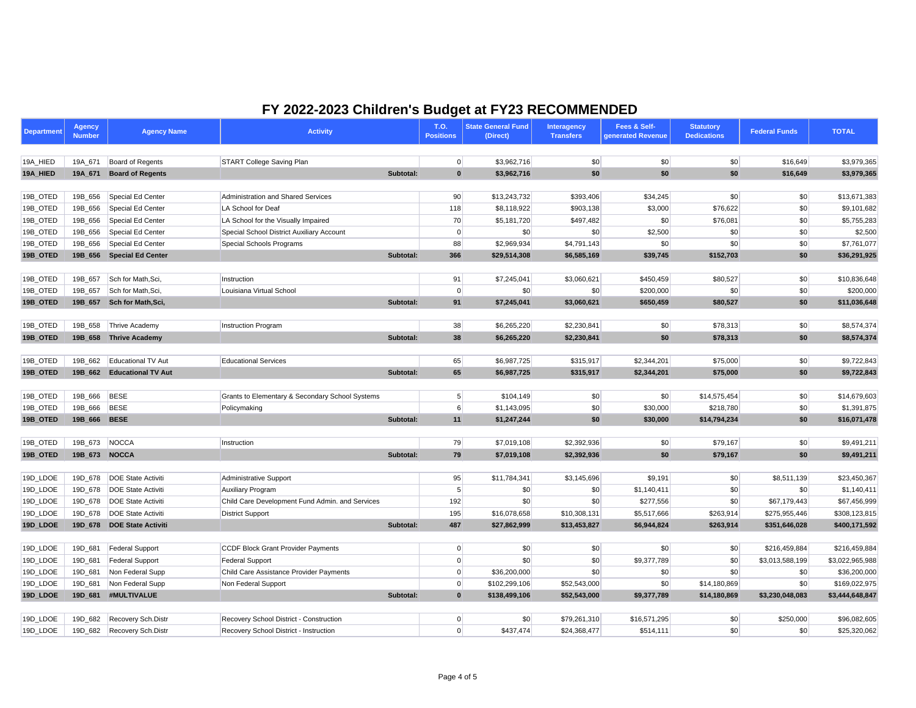# FY 2022-2023 Children's Budget at FY23 RECOMMENDED

| Department | Agency Number | Agency Name | Activity | T.O. Positions | State General Fund (Direct) | Interagency Transfers | Fees & Self-generated Revenue | Statutory Dedications | Federal Funds | TOTAL |
|---|---|---|---|---|---|---|---|---|---|---|
| 19A_HIED | 19A_671 | Board of Regents | START College Saving Plan | 0 | $3,962,716 | $0 | $0 | $0 | $16,649 | $3,979,365 |
| **19A_HIED** | **19A_671** | **Board of Regents** | **Subtotal:** | **0** | **$3,962,716** | **$0** | **$0** | **$0** | **$16,649** | **$3,979,365** |
| 19B_OTED | 19B_656 | Special Ed Center | Administration and Shared Services | 90 | $13,243,732 | $393,406 | $34,245 | $0 | $0 | $13,671,383 |
| 19B_OTED | 19B_656 | Special Ed Center | LA School for Deaf | 118 | $8,118,922 | $903,138 | $3,000 | $76,622 | $0 | $9,101,682 |
| 19B_OTED | 19B_656 | Special Ed Center | LA School for the Visually Impaired | 70 | $5,181,720 | $497,482 | $0 | $76,081 | $0 | $5,755,283 |
| 19B_OTED | 19B_656 | Special Ed Center | Special School District Auxiliary Account | 0 | $0 | $0 | $2,500 | $0 | $0 | $2,500 |
| 19B_OTED | 19B_656 | Special Ed Center | Special Schools Programs | 88 | $2,969,934 | $4,791,143 | $0 | $0 | $0 | $7,761,077 |
| **19B_OTED** | **19B_656** | **Special Ed Center** | **Subtotal:** | **366** | **$29,514,308** | **$6,585,169** | **$39,745** | **$152,703** | **$0** | **$36,291,925** |
| 19B_OTED | 19B_657 | Sch for Math,Sci, | Instruction | 91 | $7,245,041 | $3,060,621 | $450,459 | $80,527 | $0 | $10,836,648 |
| 19B_OTED | 19B_657 | Sch for Math,Sci, | Louisiana Virtual School | 0 | $0 | $0 | $200,000 | $0 | $0 | $200,000 |
| **19B_OTED** | **19B_657** | **Sch for Math,Sci,** | **Subtotal:** | **91** | **$7,245,041** | **$3,060,621** | **$650,459** | **$80,527** | **$0** | **$11,036,648** |
| 19B_OTED | 19B_658 | Thrive Academy | Instruction Program | 38 | $6,265,220 | $2,230,841 | $0 | $78,313 | $0 | $8,574,374 |
| **19B_OTED** | **19B_658** | **Thrive Academy** | **Subtotal:** | **38** | **$6,265,220** | **$2,230,841** | **$0** | **$78,313** | **$0** | **$8,574,374** |
| 19B_OTED | 19B_662 | Educational TV Aut | Educational Services | 65 | $6,987,725 | $315,917 | $2,344,201 | $75,000 | $0 | $9,722,843 |
| **19B_OTED** | **19B_662** | **Educational TV Aut** | **Subtotal:** | **65** | **$6,987,725** | **$315,917** | **$2,344,201** | **$75,000** | **$0** | **$9,722,843** |
| 19B_OTED | 19B_666 | BESE | Grants to Elementary & Secondary School Systems | 5 | $104,149 | $0 | $0 | $14,575,454 | $0 | $14,679,603 |
| 19B_OTED | 19B_666 | BESE | Policymaking | 6 | $1,143,095 | $0 | $30,000 | $218,780 | $0 | $1,391,875 |
| **19B_OTED** | **19B_666** | **BESE** | **Subtotal:** | **11** | **$1,247,244** | **$0** | **$30,000** | **$14,794,234** | **$0** | **$16,071,478** |
| 19B_OTED | 19B_673 | NOCCA | Instruction | 79 | $7,019,108 | $2,392,936 | $0 | $79,167 | $0 | $9,491,211 |
| **19B_OTED** | **19B_673** | **NOCCA** | **Subtotal:** | **79** | **$7,019,108** | **$2,392,936** | **$0** | **$79,167** | **$0** | **$9,491,211** |
| 19D_LDOE | 19D_678 | DOE State Activiti | Administrative Support | 95 | $11,784,341 | $3,145,696 | $9,191 | $0 | $8,511,139 | $23,450,367 |
| 19D_LDOE | 19D_678 | DOE State Activiti | Auxiliary Program | 5 | $0 | $0 | $1,140,411 | $0 | $0 | $1,140,411 |
| 19D_LDOE | 19D_678 | DOE State Activiti | Child Care Development Fund Admin. and Services | 192 | $0 | $0 | $277,556 | $0 | $67,179,443 | $67,456,999 |
| 19D_LDOE | 19D_678 | DOE State Activiti | District Support | 195 | $16,078,658 | $10,308,131 | $5,517,666 | $263,914 | $275,955,446 | $308,123,815 |
| **19D_LDOE** | **19D_678** | **DOE State Activiti** | **Subtotal:** | **487** | **$27,862,999** | **$13,453,827** | **$6,944,824** | **$263,914** | **$351,646,028** | **$400,171,592** |
| 19D_LDOE | 19D_681 | Federal Support | CCDF Block Grant Provider Payments | 0 | $0 | $0 | $0 | $0 | $216,459,884 | $216,459,884 |
| 19D_LDOE | 19D_681 | Federal Support | Federal Support | 0 | $0 | $0 | $9,377,789 | $0 | $3,013,588,199 | $3,022,965,988 |
| 19D_LDOE | 19D_681 | Non Federal Supp | Child Care Assistance Provider Payments | 0 | $36,200,000 | $0 | $0 | $0 | $0 | $36,200,000 |
| 19D_LDOE | 19D_681 | Non Federal Supp | Non Federal Support | 0 | $102,299,106 | $52,543,000 | $0 | $14,180,869 | $0 | $169,022,975 |
| **19D_LDOE** | **19D_681** | **#MULTIVALUE** | **Subtotal:** | **0** | **$138,499,106** | **$52,543,000** | **$9,377,789** | **$14,180,869** | **$3,230,048,083** | **$3,444,648,847** |
| 19D_LDOE | 19D_682 | Recovery Sch.Distr | Recovery School District - Construction | 0 | $0 | $79,261,310 | $16,571,295 | $0 | $250,000 | $96,082,605 |
| 19D_LDOE | 19D_682 | Recovery Sch.Distr | Recovery School District - Instruction | 0 | $437,474 | $24,368,477 | $514,111 | $0 | $0 | $25,320,062 |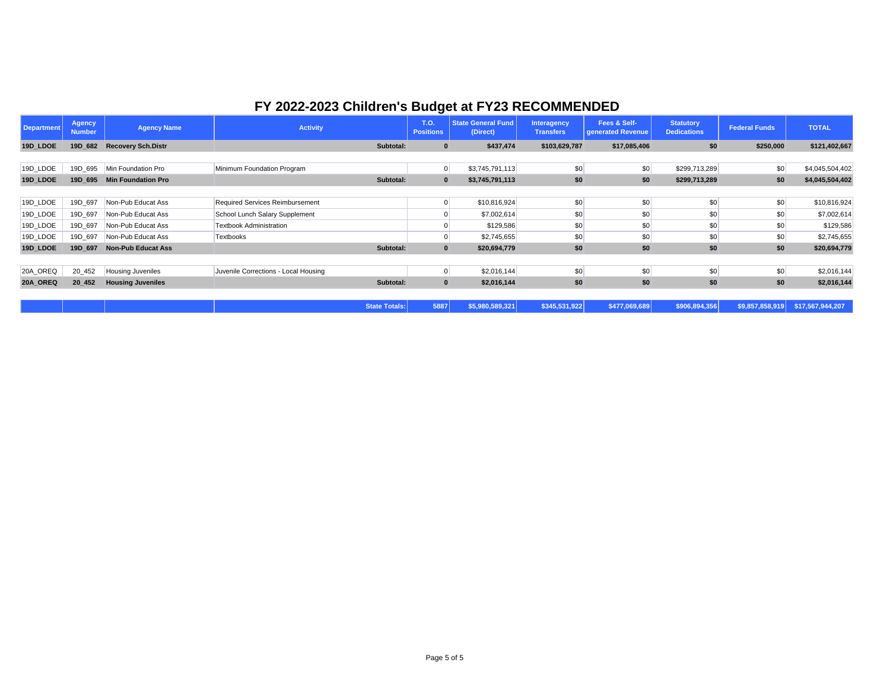# FY 2022-2023 Children's Budget at FY23 RECOMMENDED

| Department | Agency Number | Agency Name | Activity | T.O. Positions | State General Fund (Direct) | Interagency Transfers | Fees & Self-generated Revenue | Statutory Dedications | Federal Funds | TOTAL |
|---|---|---|---|---|---|---|---|---|---|---|
| **19D_LDOE** | **19D_682** | **Recovery Sch.Distr** | **Subtotal:** | **0** | **$437,474** | **$103,629,787** | **$17,085,406** | **$0** | **$250,000** | **$121,402,667** |
| 19D_LDOE | 19D_695 | Min Foundation Pro | Minimum Foundation Program | 0 | $3,745,791,113 | $0 | $0 | $299,713,289 | $0 | $4,045,504,402 |
| **19D_LDOE** | **19D_695** | **Min Foundation Pro** | **Subtotal:** | **0** | **$3,745,791,113** | **$0** | **$0** | **$299,713,289** | **$0** | **$4,045,504,402** |
| 19D_LDOE | 19D_697 | Non-Pub Educat Ass | Required Services Reimbursement | 0 | $10,816,924 | $0 | $0 | $0 | $0 | $10,816,924 |
| 19D_LDOE | 19D_697 | Non-Pub Educat Ass | School Lunch Salary Supplement | 0 | $7,002,614 | $0 | $0 | $0 | $0 | $7,002,614 |
| 19D_LDOE | 19D_697 | Non-Pub Educat Ass | Textbook Administration | 0 | $129,586 | $0 | $0 | $0 | $0 | $129,586 |
| 19D_LDOE | 19D_697 | Non-Pub Educat Ass | Textbooks | 0 | $2,745,655 | $0 | $0 | $0 | $0 | $2,745,655 |
| **19D_LDOE** | **19D_697** | **Non-Pub Educat Ass** | **Subtotal:** | **0** | **$20,694,779** | **$0** | **$0** | **$0** | **$0** | **$20,694,779** |
| 20A_OREQ | 20_452 | Housing Juveniles | Juvenile Corrections - Local Housing | 0 | $2,016,144 | $0 | $0 | $0 | $0 | $2,016,144 |
| **20A_OREQ** | **20_452** | **Housing Juveniles** | **Subtotal:** | **0** | **$2,016,144** | **$0** | **$0** | **$0** | **$0** | **$2,016,144** |
| | | | **State Totals:** | **5887** | **$5,980,589,321** | **$345,531,922** | **$477,069,689** | **$906,894,356** | **$9,857,858,919** | **$17,567,944,207** |